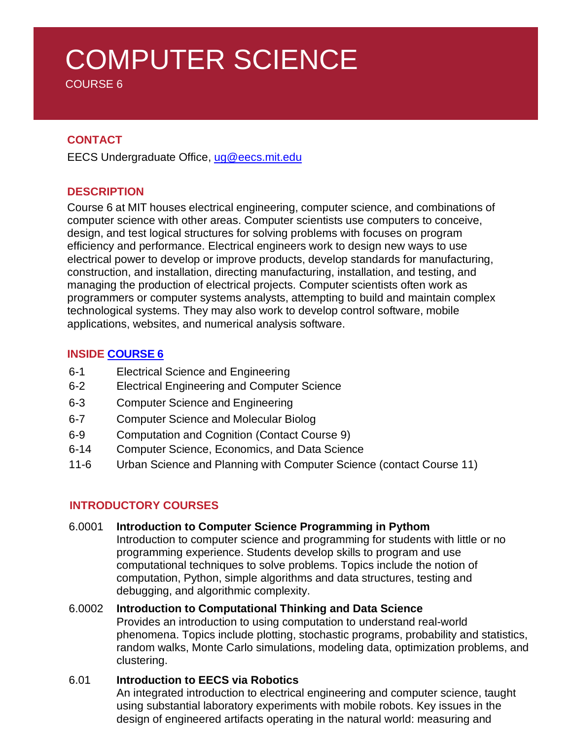# COMPUTER SCIENCE

COURSE 6

## CONTACT

EECS Undergraduate Office, ug@eecs.mit.edu

## DESCRIPTION

Course 6 at MIT houses electrical engineering, computer science, and combinations of computer science with other areas. Computer scientists use computers to conceive, design, and test logical structures for solving problems with focuses on program efficiency and performance. Electrical engineers work to design new ways to use electrical power to develop or improve products, develop standards for manufacturing, construction, and installation, directing manufacturing, installation, and testing, and managing the production of electrical projects. Computer scientists often work as programmers or computer systems analysts, attempting to build and maintain complex technological systems. They may also work to develop control software, mobile applications, websites, and numerical analysis software.

## INSIDE COURSE 6

- 6-1 Electrical Science and Engineering
- 6-2 Electrical Engineering and Computer Science
- 6-3 Computer Science and Engineering
- 6-7 Computer Science and Molecular Biolog
- 6-9 Computation and Cognition (Contact Course 9)
- 6-14 Computer Science, Economics, and Data Science
- 11-6 Urban Science and Planning with Computer Science (contact Course 11)

## INTRODUCTORY COURSES

6.0001 **Introduction to Computer Science Programming in Pythom**
Introduction to computer science and programming for students with little or no programming experience. Students develop skills to program and use computational techniques to solve problems. Topics include the notion of computation, Python, simple algorithms and data structures, testing and debugging, and algorithmic complexity.

6.0002 **Introduction to Computational Thinking and Data Science**
Provides an introduction to using computation to understand real-world phenomena. Topics include plotting, stochastic programs, probability and statistics, random walks, Monte Carlo simulations, modeling data, optimization problems, and clustering.

6.01 **Introduction to EECS via Robotics**
An integrated introduction to electrical engineering and computer science, taught using substantial laboratory experiments with mobile robots. Key issues in the design of engineered artifacts operating in the natural world: measuring and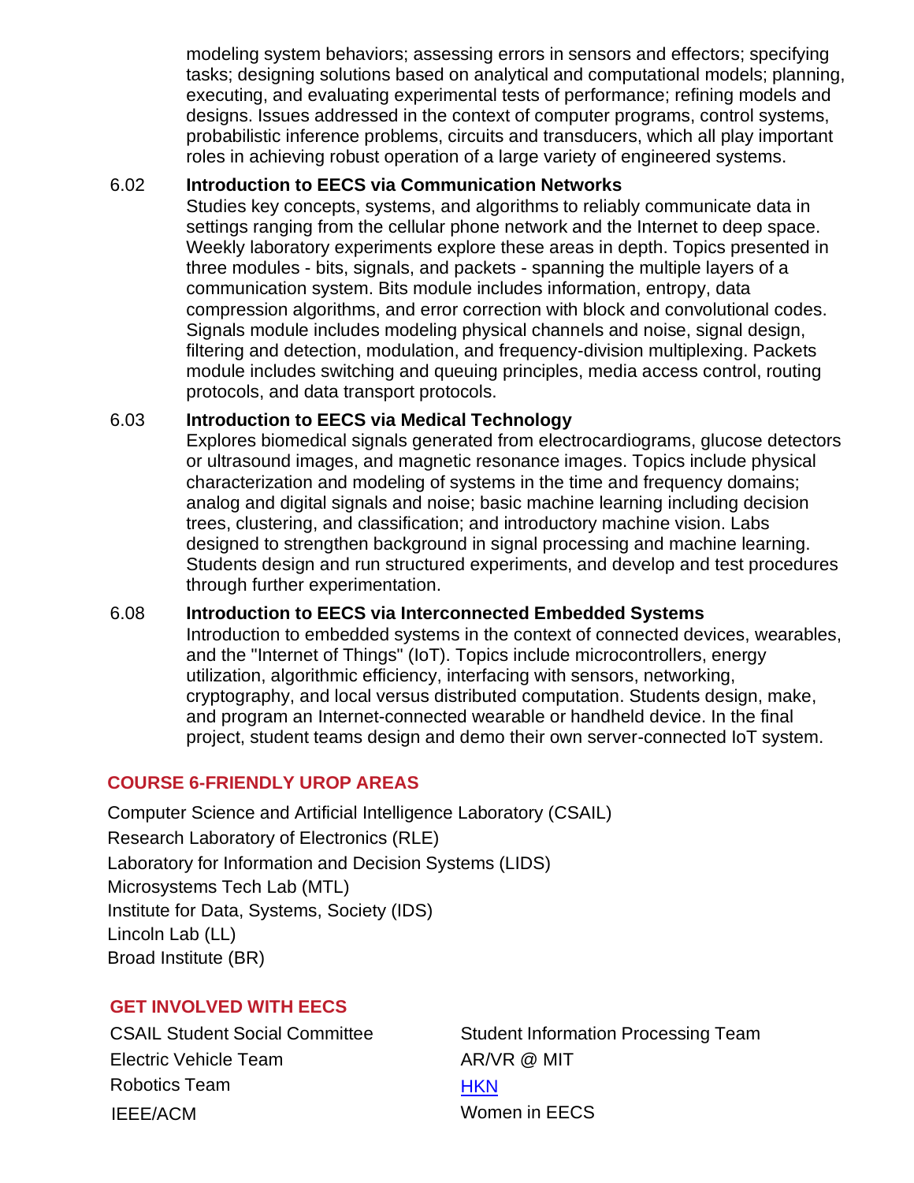modeling system behaviors; assessing errors in sensors and effectors; specifying tasks; designing solutions based on analytical and computational models; planning, executing, and evaluating experimental tests of performance; refining models and designs. Issues addressed in the context of computer programs, control systems, probabilistic inference problems, circuits and transducers, which all play important roles in achieving robust operation of a large variety of engineered systems.

6.02 **Introduction to EECS via Communication Networks**
Studies key concepts, systems, and algorithms to reliably communicate data in settings ranging from the cellular phone network and the Internet to deep space. Weekly laboratory experiments explore these areas in depth. Topics presented in three modules - bits, signals, and packets - spanning the multiple layers of a communication system. Bits module includes information, entropy, data compression algorithms, and error correction with block and convolutional codes. Signals module includes modeling physical channels and noise, signal design, filtering and detection, modulation, and frequency-division multiplexing. Packets module includes switching and queuing principles, media access control, routing protocols, and data transport protocols.

6.03 **Introduction to EECS via Medical Technology**
Explores biomedical signals generated from electrocardiograms, glucose detectors or ultrasound images, and magnetic resonance images. Topics include physical characterization and modeling of systems in the time and frequency domains; analog and digital signals and noise; basic machine learning including decision trees, clustering, and classification; and introductory machine vision. Labs designed to strengthen background in signal processing and machine learning. Students design and run structured experiments, and develop and test procedures through further experimentation.

6.08 **Introduction to EECS via Interconnected Embedded Systems**
Introduction to embedded systems in the context of connected devices, wearables, and the "Internet of Things" (IoT). Topics include microcontrollers, energy utilization, algorithmic efficiency, interfacing with sensors, networking, cryptography, and local versus distributed computation. Students design, make, and program an Internet-connected wearable or handheld device. In the final project, student teams design and demo their own server-connected IoT system.

## COURSE 6-FRIENDLY UROP AREAS

Computer Science and Artificial Intelligence Laboratory (CSAIL)
Research Laboratory of Electronics (RLE)
Laboratory for Information and Decision Systems (LIDS)
Microsystems Tech Lab (MTL)
Institute for Data, Systems, Society (IDS)
Lincoln Lab (LL)
Broad Institute (BR)

## GET INVOLVED WITH EECS

CSAIL Student Social Committee
Electric Vehicle Team
Robotics Team
IEEE/ACM
Student Information Processing Team
AR/VR @ MIT
HKN
Women in EECS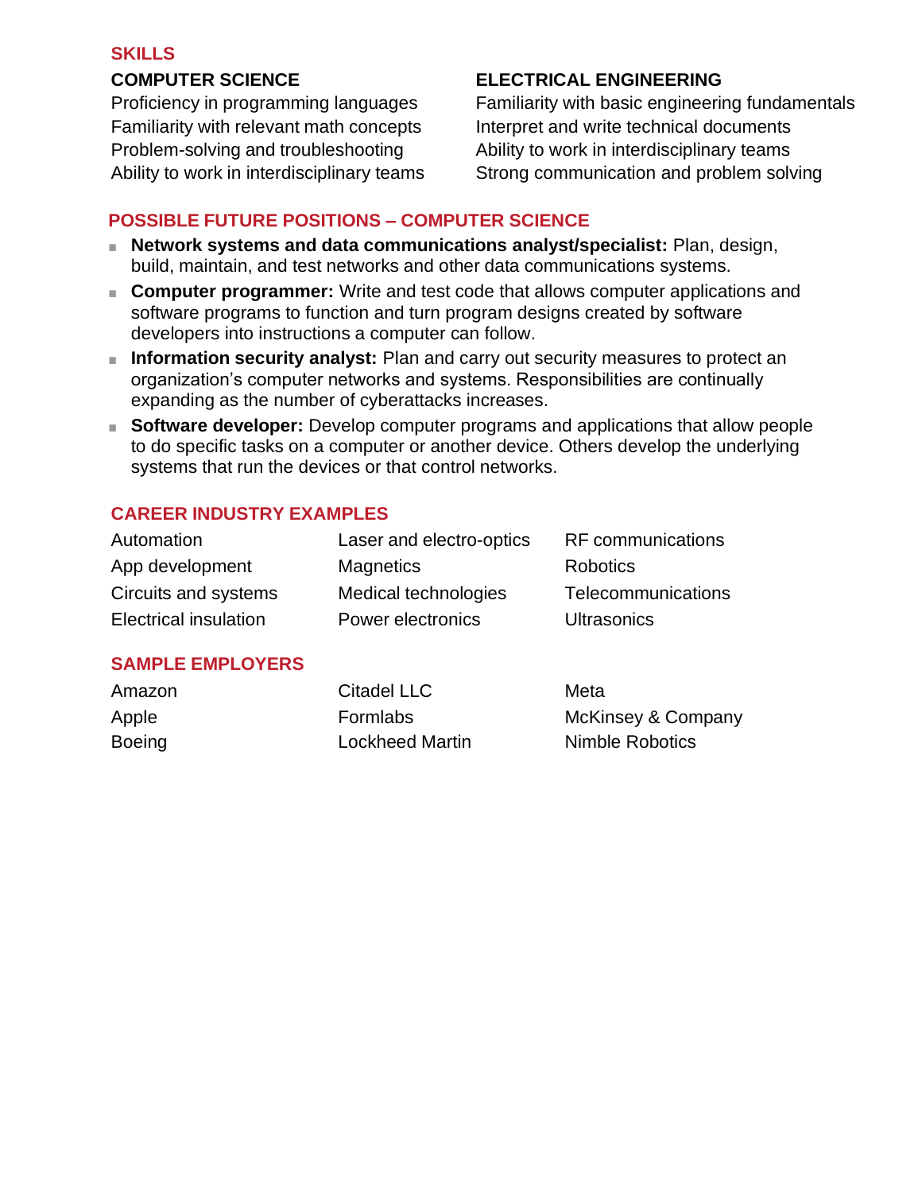## SKILLS

### COMPUTER SCIENCE

Proficiency in programming languages
Familiarity with relevant math concepts
Problem-solving and troubleshooting
Ability to work in interdisciplinary teams

### ELECTRICAL ENGINEERING

Familiarity with basic engineering fundamentals
Interpret and write technical documents
Ability to work in interdisciplinary teams
Strong communication and problem solving

## POSSIBLE FUTURE POSITIONS – COMPUTER SCIENCE

- **Network systems and data communications analyst/specialist:** Plan, design, build, maintain, and test networks and other data communications systems.
- **Computer programmer:** Write and test code that allows computer applications and software programs to function and turn program designs created by software developers into instructions a computer can follow.
- **Information security analyst:** Plan and carry out security measures to protect an organization's computer networks and systems. Responsibilities are continually expanding as the number of cyberattacks increases.
- **Software developer:** Develop computer programs and applications that allow people to do specific tasks on a computer or another device. Others develop the underlying systems that run the devices or that control networks.

## CAREER INDUSTRY EXAMPLES

| | | |
|---|---|---|
| Automation | Laser and electro-optics | RF communications |
| App development | Magnetics | Robotics |
| Circuits and systems | Medical technologies | Telecommunications |
| Electrical insulation | Power electronics | Ultrasonics |

## SAMPLE EMPLOYERS

| | | |
|---|---|---|
| Amazon | Citadel LLC | Meta |
| Apple | Formlabs | McKinsey & Company |
| Boeing | Lockheed Martin | Nimble Robotics |